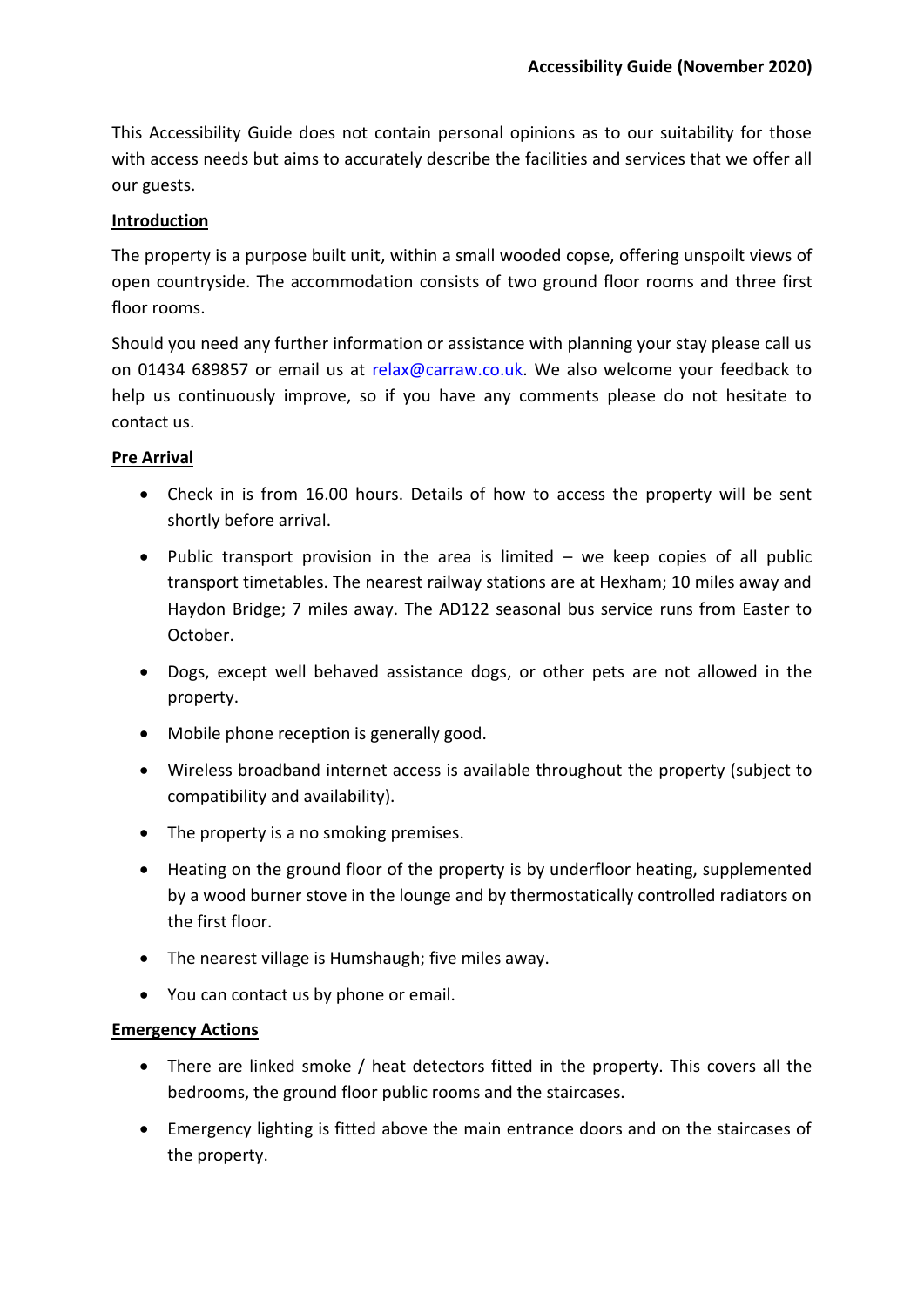# Accessibility Guide (November 2020)

This Accessibility Guide does not contain personal opinions as to our suitability for those with access needs but aims to accurately describe the facilities and services that we offer all our guests.

## Introduction

The property is a purpose built unit, within a small wooded copse, offering unspoilt views of open countryside. The accommodation consists of two ground floor rooms and three first floor rooms.

Should you need any further information or assistance with planning your stay please call us on 01434 689857 or email us at relax@carraw.co.uk. We also welcome your feedback to help us continuously improve, so if you have any comments please do not hesitate to contact us.

## Pre Arrival

- Check in is from 16.00 hours. Details of how to access the property will be sent shortly before arrival.
- Public transport provision in the area is limited – we keep copies of all public transport timetables. The nearest railway stations are at Hexham; 10 miles away and Haydon Bridge; 7 miles away. The AD122 seasonal bus service runs from Easter to October.
- Dogs, except well behaved assistance dogs, or other pets are not allowed in the property.
- Mobile phone reception is generally good.
- Wireless broadband internet access is available throughout the property (subject to compatibility and availability).
- The property is a no smoking premises.
- Heating on the ground floor of the property is by underfloor heating, supplemented by a wood burner stove in the lounge and by thermostatically controlled radiators on the first floor.
- The nearest village is Humshaugh; five miles away.
- You can contact us by phone or email.

## Emergency Actions

- There are linked smoke / heat detectors fitted in the property. This covers all the bedrooms, the ground floor public rooms and the staircases.
- Emergency lighting is fitted above the main entrance doors and on the staircases of the property.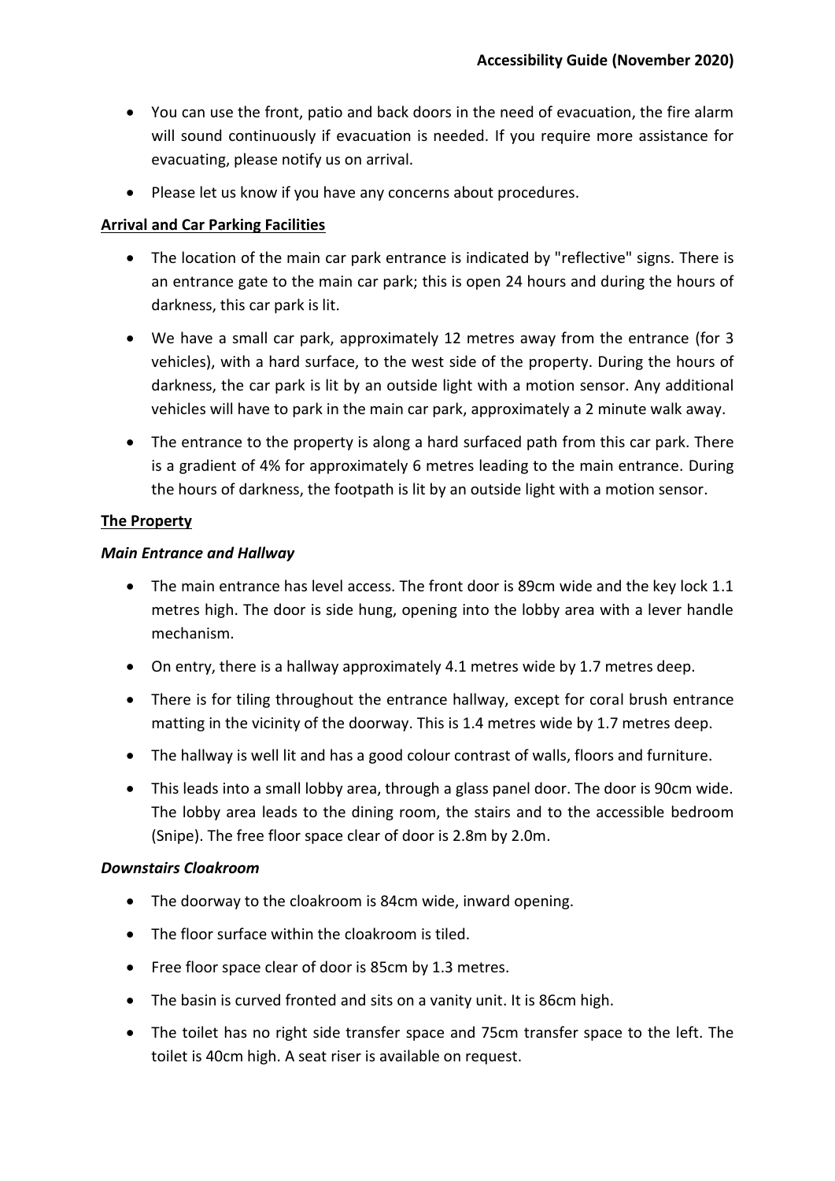- You can use the front, patio and back doors in the need of evacuation, the fire alarm will sound continuously if evacuation is needed. If you require more assistance for evacuating, please notify us on arrival.
- Please let us know if you have any concerns about procedures.

**Arrival and Car Parking Facilities**

- The location of the main car park entrance is indicated by "reflective" signs. There is an entrance gate to the main car park; this is open 24 hours and during the hours of darkness, this car park is lit.
- We have a small car park, approximately 12 metres away from the entrance (for 3 vehicles), with a hard surface, to the west side of the property. During the hours of darkness, the car park is lit by an outside light with a motion sensor. Any additional vehicles will have to park in the main car park, approximately a 2 minute walk away.
- The entrance to the property is along a hard surfaced path from this car park. There is a gradient of 4% for approximately 6 metres leading to the main entrance. During the hours of darkness, the footpath is lit by an outside light with a motion sensor.

**The Property**

***Main Entrance and Hallway***

- The main entrance has level access. The front door is 89cm wide and the key lock 1.1 metres high. The door is side hung, opening into the lobby area with a lever handle mechanism.
- On entry, there is a hallway approximately 4.1 metres wide by 1.7 metres deep.
- There is for tiling throughout the entrance hallway, except for coral brush entrance matting in the vicinity of the doorway. This is 1.4 metres wide by 1.7 metres deep.
- The hallway is well lit and has a good colour contrast of walls, floors and furniture.
- This leads into a small lobby area, through a glass panel door. The door is 90cm wide. The lobby area leads to the dining room, the stairs and to the accessible bedroom (Snipe). The free floor space clear of door is 2.8m by 2.0m.

***Downstairs Cloakroom***

- The doorway to the cloakroom is 84cm wide, inward opening.
- The floor surface within the cloakroom is tiled.
- Free floor space clear of door is 85cm by 1.3 metres.
- The basin is curved fronted and sits on a vanity unit. It is 86cm high.
- The toilet has no right side transfer space and 75cm transfer space to the left. The toilet is 40cm high. A seat riser is available on request.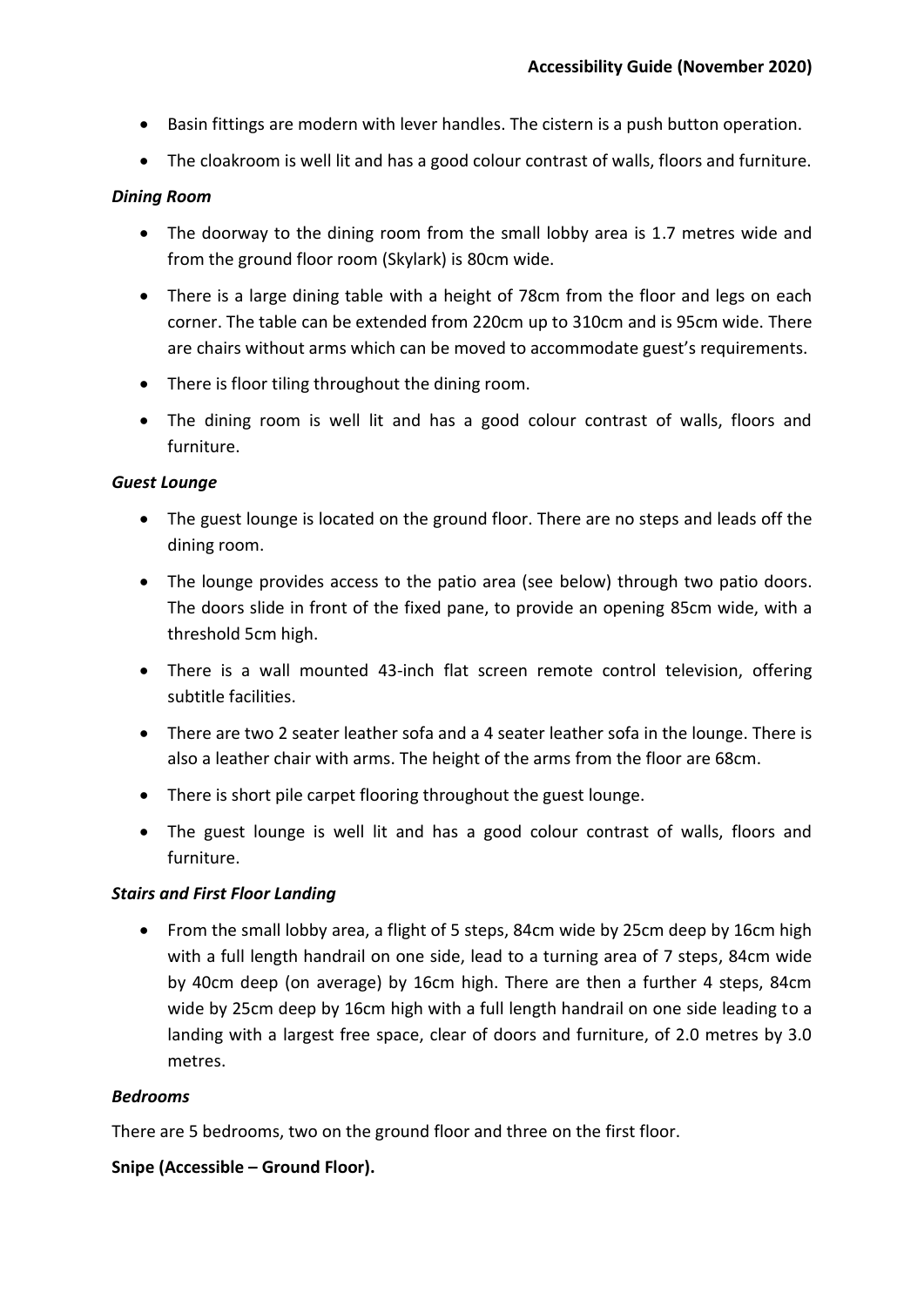- Basin fittings are modern with lever handles. The cistern is a push button operation.
- The cloakroom is well lit and has a good colour contrast of walls, floors and furniture.

***Dining Room***

- The doorway to the dining room from the small lobby area is 1.7 metres wide and from the ground floor room (Skylark) is 80cm wide.
- There is a large dining table with a height of 78cm from the floor and legs on each corner. The table can be extended from 220cm up to 310cm and is 95cm wide. There are chairs without arms which can be moved to accommodate guest's requirements.
- There is floor tiling throughout the dining room.
- The dining room is well lit and has a good colour contrast of walls, floors and furniture.

***Guest Lounge***

- The guest lounge is located on the ground floor. There are no steps and leads off the dining room.
- The lounge provides access to the patio area (see below) through two patio doors. The doors slide in front of the fixed pane, to provide an opening 85cm wide, with a threshold 5cm high.
- There is a wall mounted 43-inch flat screen remote control television, offering subtitle facilities.
- There are two 2 seater leather sofa and a 4 seater leather sofa in the lounge. There is also a leather chair with arms. The height of the arms from the floor are 68cm.
- There is short pile carpet flooring throughout the guest lounge.
- The guest lounge is well lit and has a good colour contrast of walls, floors and furniture.

***Stairs and First Floor Landing***

- From the small lobby area, a flight of 5 steps, 84cm wide by 25cm deep by 16cm high with a full length handrail on one side, lead to a turning area of 7 steps, 84cm wide by 40cm deep (on average) by 16cm high. There are then a further 4 steps, 84cm wide by 25cm deep by 16cm high with a full length handrail on one side leading to a landing with a largest free space, clear of doors and furniture, of 2.0 metres by 3.0 metres.

***Bedrooms***

There are 5 bedrooms, two on the ground floor and three on the first floor.

**Snipe (Accessible – Ground Floor).**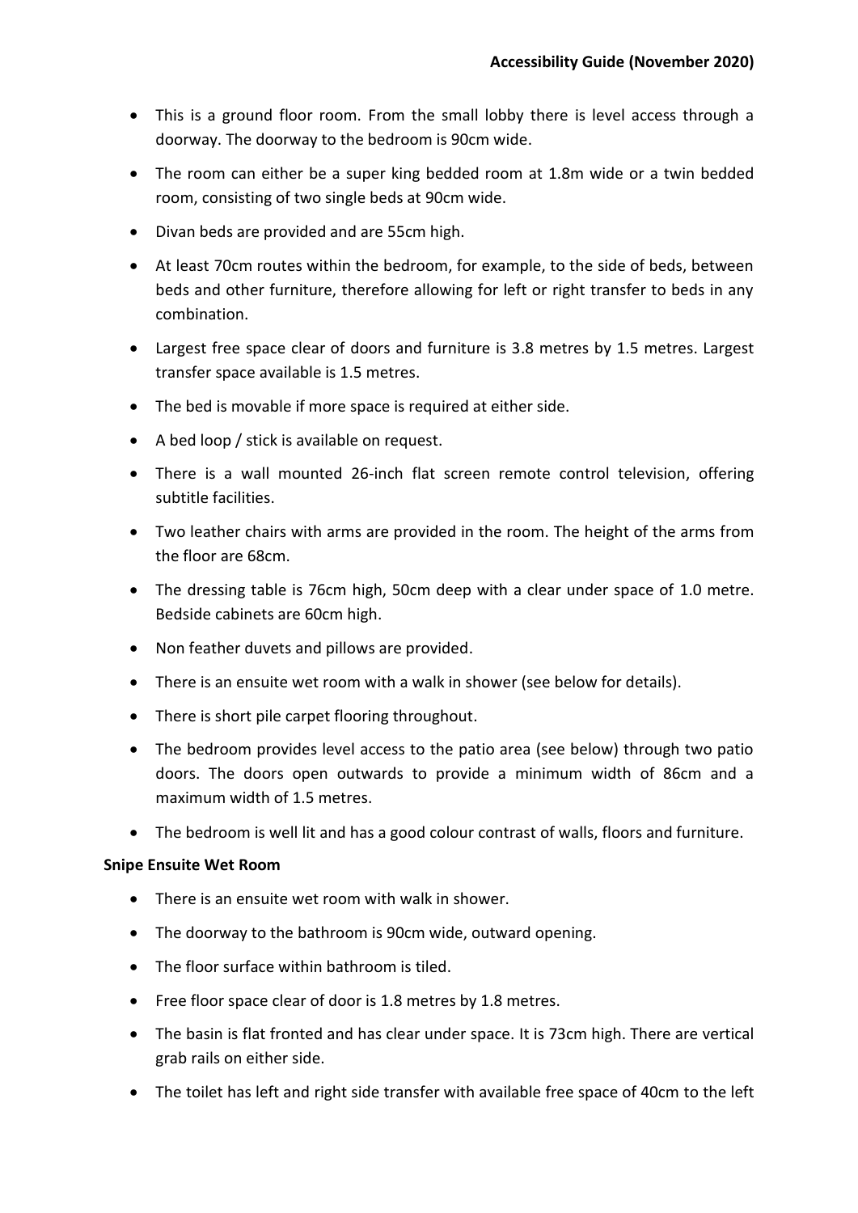- This is a ground floor room. From the small lobby there is level access through a doorway. The doorway to the bedroom is 90cm wide.
- The room can either be a super king bedded room at 1.8m wide or a twin bedded room, consisting of two single beds at 90cm wide.
- Divan beds are provided and are 55cm high.
- At least 70cm routes within the bedroom, for example, to the side of beds, between beds and other furniture, therefore allowing for left or right transfer to beds in any combination.
- Largest free space clear of doors and furniture is 3.8 metres by 1.5 metres. Largest transfer space available is 1.5 metres.
- The bed is movable if more space is required at either side.
- A bed loop / stick is available on request.
- There is a wall mounted 26-inch flat screen remote control television, offering subtitle facilities.
- Two leather chairs with arms are provided in the room. The height of the arms from the floor are 68cm.
- The dressing table is 76cm high, 50cm deep with a clear under space of 1.0 metre. Bedside cabinets are 60cm high.
- Non feather duvets and pillows are provided.
- There is an ensuite wet room with a walk in shower (see below for details).
- There is short pile carpet flooring throughout.
- The bedroom provides level access to the patio area (see below) through two patio doors. The doors open outwards to provide a minimum width of 86cm and a maximum width of 1.5 metres.
- The bedroom is well lit and has a good colour contrast of walls, floors and furniture.

**Snipe Ensuite Wet Room**

- There is an ensuite wet room with walk in shower.
- The doorway to the bathroom is 90cm wide, outward opening.
- The floor surface within bathroom is tiled.
- Free floor space clear of door is 1.8 metres by 1.8 metres.
- The basin is flat fronted and has clear under space. It is 73cm high. There are vertical grab rails on either side.
- The toilet has left and right side transfer with available free space of 40cm to the left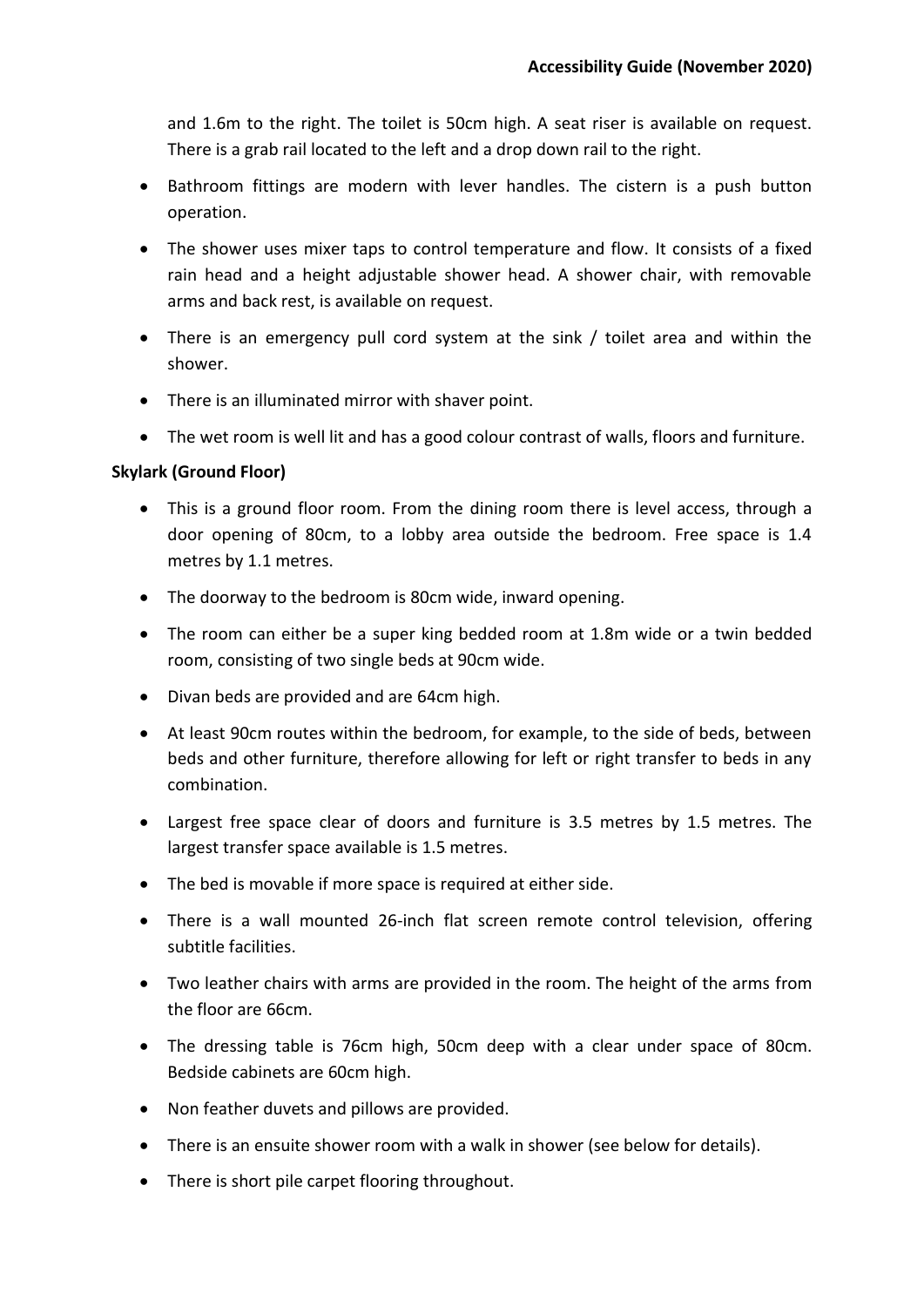and 1.6m to the right. The toilet is 50cm high. A seat riser is available on request. There is a grab rail located to the left and a drop down rail to the right.

- Bathroom fittings are modern with lever handles. The cistern is a push button operation.
- The shower uses mixer taps to control temperature and flow. It consists of a fixed rain head and a height adjustable shower head. A shower chair, with removable arms and back rest, is available on request.
- There is an emergency pull cord system at the sink / toilet area and within the shower.
- There is an illuminated mirror with shaver point.
- The wet room is well lit and has a good colour contrast of walls, floors and furniture.

**Skylark (Ground Floor)**

- This is a ground floor room. From the dining room there is level access, through a door opening of 80cm, to a lobby area outside the bedroom. Free space is 1.4 metres by 1.1 metres.
- The doorway to the bedroom is 80cm wide, inward opening.
- The room can either be a super king bedded room at 1.8m wide or a twin bedded room, consisting of two single beds at 90cm wide.
- Divan beds are provided and are 64cm high.
- At least 90cm routes within the bedroom, for example, to the side of beds, between beds and other furniture, therefore allowing for left or right transfer to beds in any combination.
- Largest free space clear of doors and furniture is 3.5 metres by 1.5 metres. The largest transfer space available is 1.5 metres.
- The bed is movable if more space is required at either side.
- There is a wall mounted 26-inch flat screen remote control television, offering subtitle facilities.
- Two leather chairs with arms are provided in the room. The height of the arms from the floor are 66cm.
- The dressing table is 76cm high, 50cm deep with a clear under space of 80cm. Bedside cabinets are 60cm high.
- Non feather duvets and pillows are provided.
- There is an ensuite shower room with a walk in shower (see below for details).
- There is short pile carpet flooring throughout.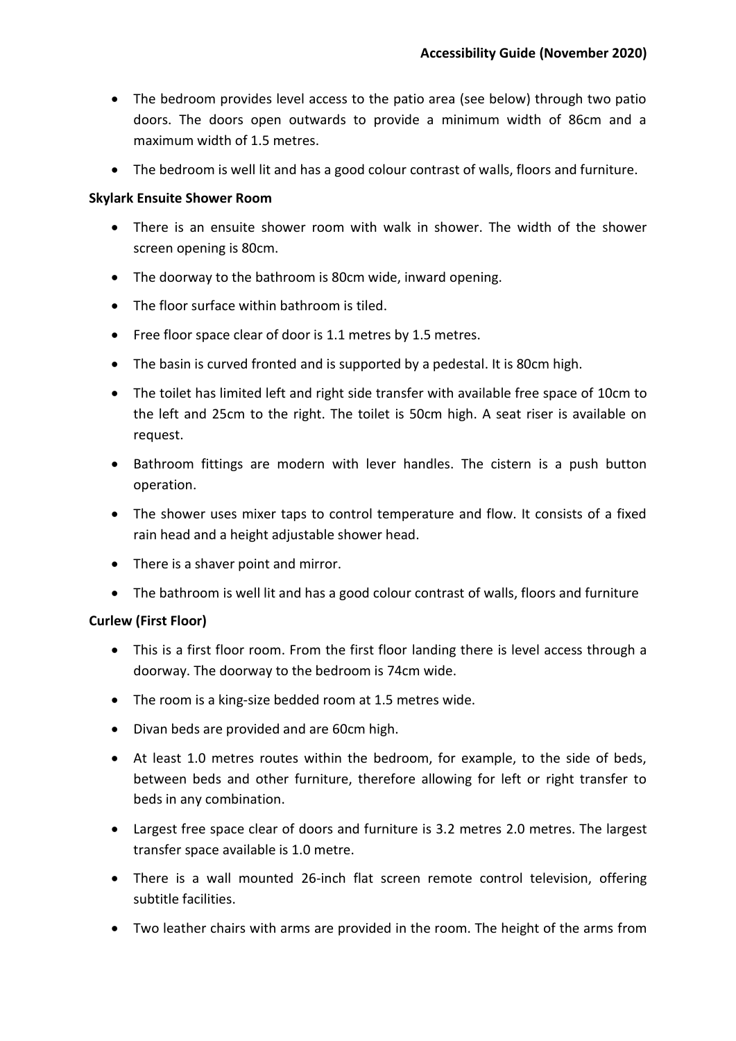- The bedroom provides level access to the patio area (see below) through two patio doors. The doors open outwards to provide a minimum width of 86cm and a maximum width of 1.5 metres.
- The bedroom is well lit and has a good colour contrast of walls, floors and furniture.

**Skylark Ensuite Shower Room**

- There is an ensuite shower room with walk in shower. The width of the shower screen opening is 80cm.
- The doorway to the bathroom is 80cm wide, inward opening.
- The floor surface within bathroom is tiled.
- Free floor space clear of door is 1.1 metres by 1.5 metres.
- The basin is curved fronted and is supported by a pedestal. It is 80cm high.
- The toilet has limited left and right side transfer with available free space of 10cm to the left and 25cm to the right. The toilet is 50cm high. A seat riser is available on request.
- Bathroom fittings are modern with lever handles. The cistern is a push button operation.
- The shower uses mixer taps to control temperature and flow. It consists of a fixed rain head and a height adjustable shower head.
- There is a shaver point and mirror.
- The bathroom is well lit and has a good colour contrast of walls, floors and furniture

**Curlew (First Floor)**

- This is a first floor room. From the first floor landing there is level access through a doorway. The doorway to the bedroom is 74cm wide.
- The room is a king-size bedded room at 1.5 metres wide.
- Divan beds are provided and are 60cm high.
- At least 1.0 metres routes within the bedroom, for example, to the side of beds, between beds and other furniture, therefore allowing for left or right transfer to beds in any combination.
- Largest free space clear of doors and furniture is 3.2 metres 2.0 metres. The largest transfer space available is 1.0 metre.
- There is a wall mounted 26-inch flat screen remote control television, offering subtitle facilities.
- Two leather chairs with arms are provided in the room. The height of the arms from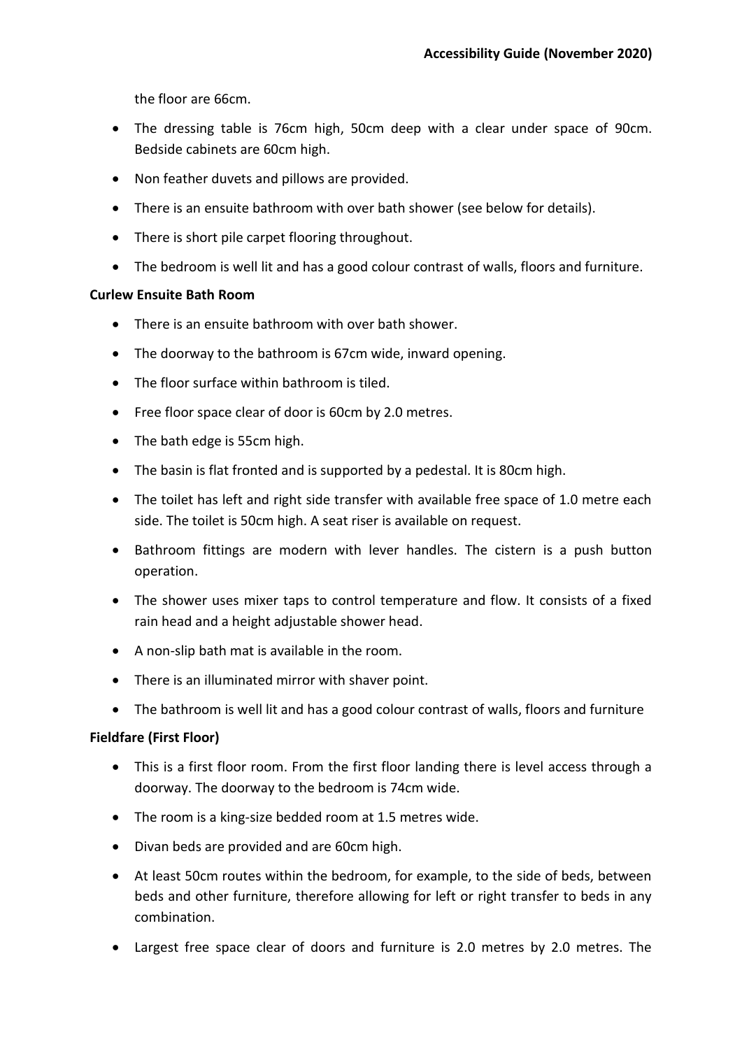the floor are 66cm.

- The dressing table is 76cm high, 50cm deep with a clear under space of 90cm. Bedside cabinets are 60cm high.
- Non feather duvets and pillows are provided.
- There is an ensuite bathroom with over bath shower (see below for details).
- There is short pile carpet flooring throughout.
- The bedroom is well lit and has a good colour contrast of walls, floors and furniture.

**Curlew Ensuite Bath Room**

- There is an ensuite bathroom with over bath shower.
- The doorway to the bathroom is 67cm wide, inward opening.
- The floor surface within bathroom is tiled.
- Free floor space clear of door is 60cm by 2.0 metres.
- The bath edge is 55cm high.
- The basin is flat fronted and is supported by a pedestal. It is 80cm high.
- The toilet has left and right side transfer with available free space of 1.0 metre each side. The toilet is 50cm high. A seat riser is available on request.
- Bathroom fittings are modern with lever handles. The cistern is a push button operation.
- The shower uses mixer taps to control temperature and flow. It consists of a fixed rain head and a height adjustable shower head.
- A non-slip bath mat is available in the room.
- There is an illuminated mirror with shaver point.
- The bathroom is well lit and has a good colour contrast of walls, floors and furniture

**Fieldfare (First Floor)**

- This is a first floor room. From the first floor landing there is level access through a doorway. The doorway to the bedroom is 74cm wide.
- The room is a king-size bedded room at 1.5 metres wide.
- Divan beds are provided and are 60cm high.
- At least 50cm routes within the bedroom, for example, to the side of beds, between beds and other furniture, therefore allowing for left or right transfer to beds in any combination.
- Largest free space clear of doors and furniture is 2.0 metres by 2.0 metres. The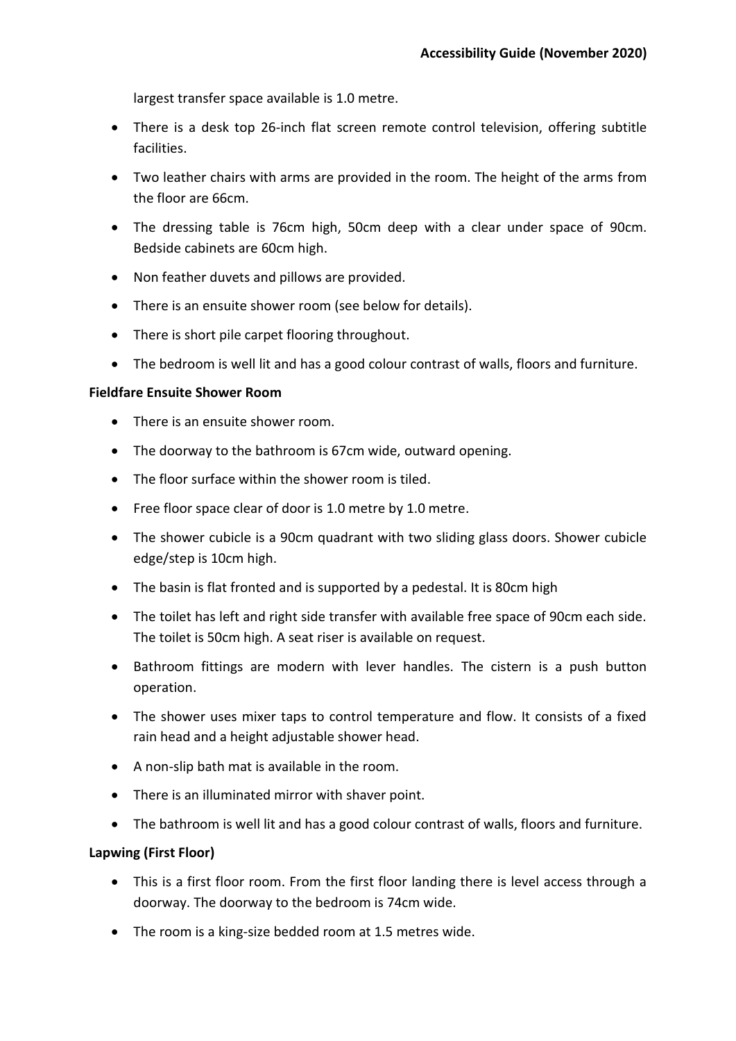largest transfer space available is 1.0 metre.

- There is a desk top 26-inch flat screen remote control television, offering subtitle facilities.
- Two leather chairs with arms are provided in the room. The height of the arms from the floor are 66cm.
- The dressing table is 76cm high, 50cm deep with a clear under space of 90cm. Bedside cabinets are 60cm high.
- Non feather duvets and pillows are provided.
- There is an ensuite shower room (see below for details).
- There is short pile carpet flooring throughout.
- The bedroom is well lit and has a good colour contrast of walls, floors and furniture.

**Fieldfare Ensuite Shower Room**

- There is an ensuite shower room.
- The doorway to the bathroom is 67cm wide, outward opening.
- The floor surface within the shower room is tiled.
- Free floor space clear of door is 1.0 metre by 1.0 metre.
- The shower cubicle is a 90cm quadrant with two sliding glass doors. Shower cubicle edge/step is 10cm high.
- The basin is flat fronted and is supported by a pedestal. It is 80cm high
- The toilet has left and right side transfer with available free space of 90cm each side. The toilet is 50cm high. A seat riser is available on request.
- Bathroom fittings are modern with lever handles. The cistern is a push button operation.
- The shower uses mixer taps to control temperature and flow. It consists of a fixed rain head and a height adjustable shower head.
- A non-slip bath mat is available in the room.
- There is an illuminated mirror with shaver point.
- The bathroom is well lit and has a good colour contrast of walls, floors and furniture.

**Lapwing (First Floor)**

- This is a first floor room. From the first floor landing there is level access through a doorway. The doorway to the bedroom is 74cm wide.
- The room is a king-size bedded room at 1.5 metres wide.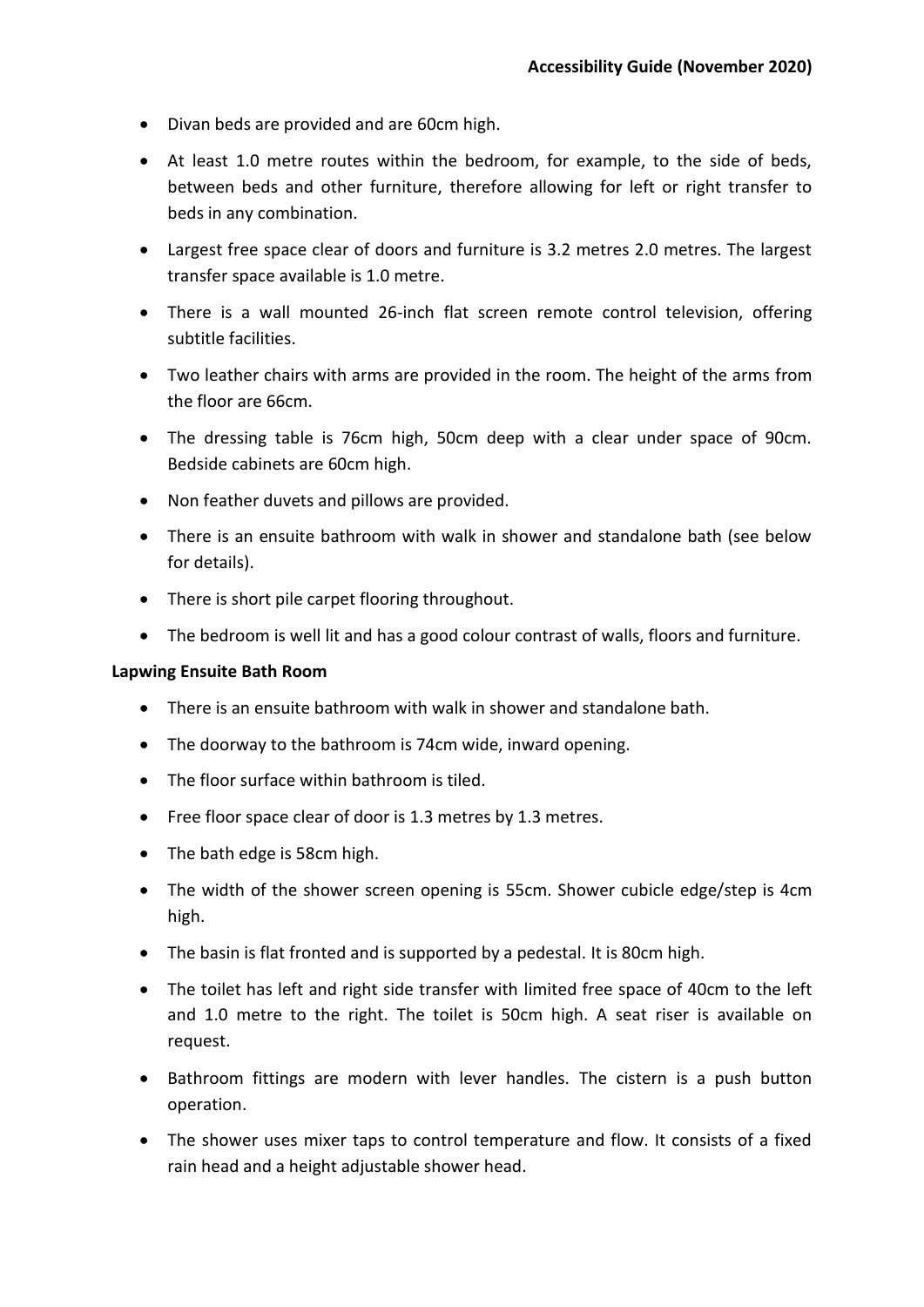- Divan beds are provided and are 60cm high.
- At least 1.0 metre routes within the bedroom, for example, to the side of beds, between beds and other furniture, therefore allowing for left or right transfer to beds in any combination.
- Largest free space clear of doors and furniture is 3.2 metres 2.0 metres. The largest transfer space available is 1.0 metre.
- There is a wall mounted 26-inch flat screen remote control television, offering subtitle facilities.
- Two leather chairs with arms are provided in the room. The height of the arms from the floor are 66cm.
- The dressing table is 76cm high, 50cm deep with a clear under space of 90cm. Bedside cabinets are 60cm high.
- Non feather duvets and pillows are provided.
- There is an ensuite bathroom with walk in shower and standalone bath (see below for details).
- There is short pile carpet flooring throughout.
- The bedroom is well lit and has a good colour contrast of walls, floors and furniture.

**Lapwing Ensuite Bath Room**

- There is an ensuite bathroom with walk in shower and standalone bath.
- The doorway to the bathroom is 74cm wide, inward opening.
- The floor surface within bathroom is tiled.
- Free floor space clear of door is 1.3 metres by 1.3 metres.
- The bath edge is 58cm high.
- The width of the shower screen opening is 55cm. Shower cubicle edge/step is 4cm high.
- The basin is flat fronted and is supported by a pedestal. It is 80cm high.
- The toilet has left and right side transfer with limited free space of 40cm to the left and 1.0 metre to the right. The toilet is 50cm high. A seat riser is available on request.
- Bathroom fittings are modern with lever handles. The cistern is a push button operation.
- The shower uses mixer taps to control temperature and flow. It consists of a fixed rain head and a height adjustable shower head.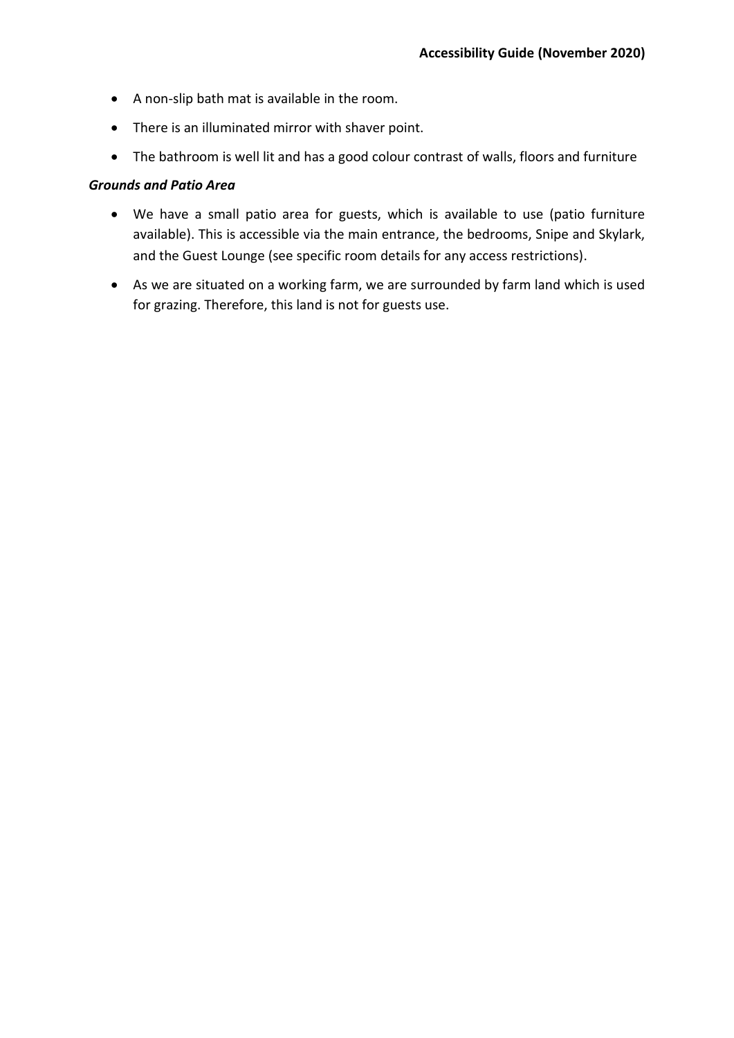- A non-slip bath mat is available in the room.
- There is an illuminated mirror with shaver point.
- The bathroom is well lit and has a good colour contrast of walls, floors and furniture

***Grounds and Patio Area***

- We have a small patio area for guests, which is available to use (patio furniture available). This is accessible via the main entrance, the bedrooms, Snipe and Skylark, and the Guest Lounge (see specific room details for any access restrictions).
- As we are situated on a working farm, we are surrounded by farm land which is used for grazing. Therefore, this land is not for guests use.